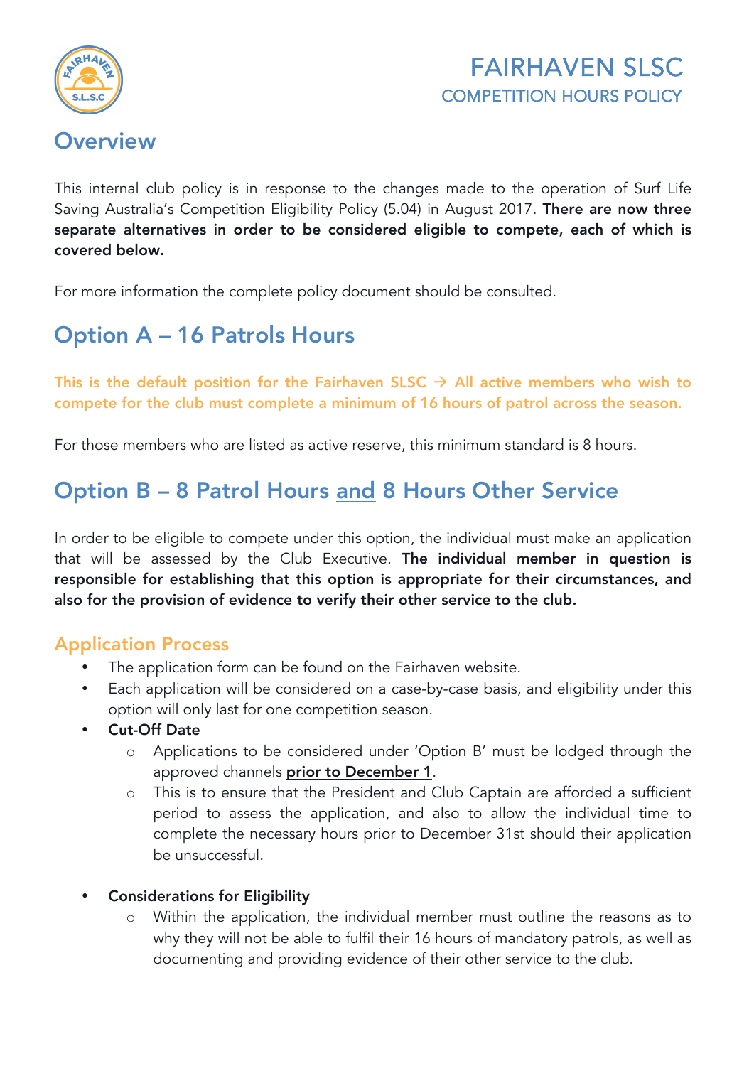# FAIRHAVEN SLSC

COMPETITION HOURS POLICY

## Overview

This internal club policy is in response to the changes made to the operation of Surf Life Saving Australia's Competition Eligibility Policy (5.04) in August 2017. **There are now three separate alternatives in order to be considered eligible to compete, each of which is covered below.**

For more information the complete policy document should be consulted.

## Option A – 16 Patrols Hours

**This is the default position for the Fairhaven SLSC → All active members who wish to compete for the club must complete a minimum of 16 hours of patrol across the season.**

For those members who are listed as active reserve, this minimum standard is 8 hours.

## Option B – 8 Patrol Hours and 8 Hours Other Service

In order to be eligible to compete under this option, the individual must make an application that will be assessed by the Club Executive. **The individual member in question is responsible for establishing that this option is appropriate for their circumstances, and also for the provision of evidence to verify their other service to the club.**

### Application Process

- The application form can be found on the Fairhaven website.
- Each application will be considered on a case-by-case basis, and eligibility under this option will only last for one competition season.
- **Cut-Off Date**
    - Applications to be considered under 'Option B' must be lodged through the approved channels **prior to December 1**.
    - This is to ensure that the President and Club Captain are afforded a sufficient period to assess the application, and also to allow the individual time to complete the necessary hours prior to December 31st should their application be unsuccessful.
- **Considerations for Eligibility**
    - Within the application, the individual member must outline the reasons as to why they will not be able to fulfil their 16 hours of mandatory patrols, as well as documenting and providing evidence of their other service to the club.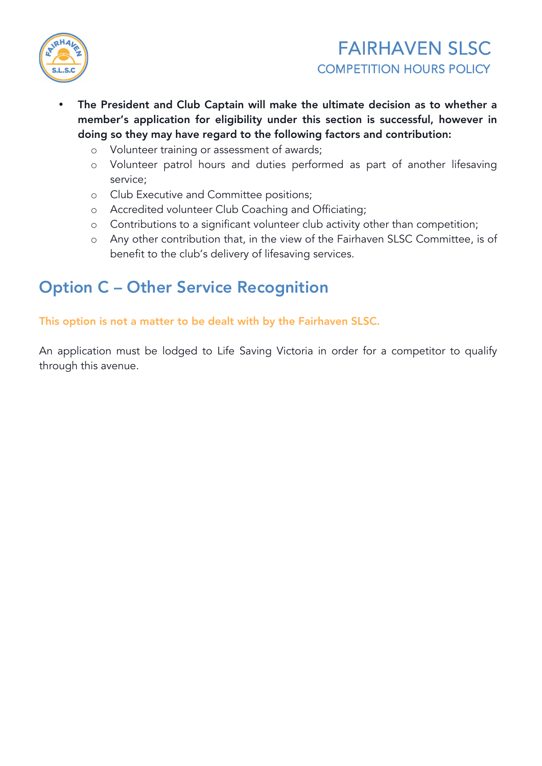- **The President and Club Captain will make the ultimate decision as to whether a member's application for eligibility under this section is successful, however in doing so they may have regard to the following factors and contribution:**
  - Volunteer training or assessment of awards;
  - Volunteer patrol hours and duties performed as part of another lifesaving service;
  - Club Executive and Committee positions;
  - Accredited volunteer Club Coaching and Officiating;
  - Contributions to a significant volunteer club activity other than competition;
  - Any other contribution that, in the view of the Fairhaven SLSC Committee, is of benefit to the club's delivery of lifesaving services.

## Option C – Other Service Recognition

**This option is not a matter to be dealt with by the Fairhaven SLSC.**

An application must be lodged to Life Saving Victoria in order for a competitor to qualify through this avenue.